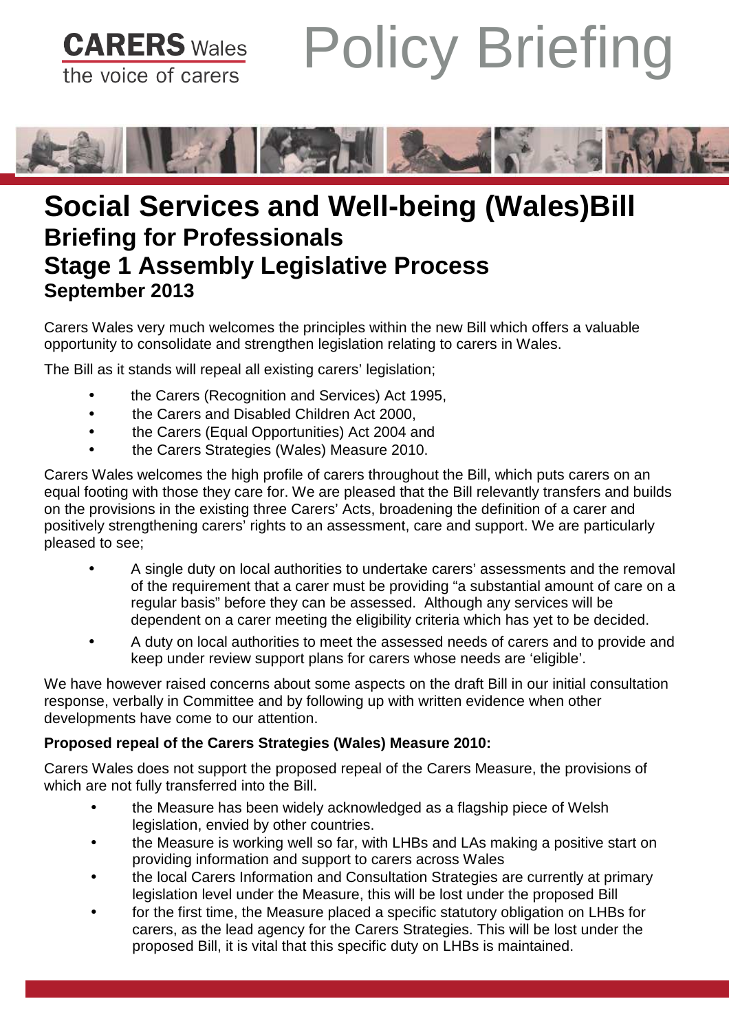**CARERS** Wales
the voice of carers

# Policy Briefing

# Social Services and Well-being (Wales)Bill

## Briefing for Professionals

## Stage 1 Assembly Legislative Process

### September 2013

Carers Wales very much welcomes the principles within the new Bill which offers a valuable opportunity to consolidate and strengthen legislation relating to carers in Wales.

The Bill as it stands will repeal all existing carers' legislation;

- the Carers (Recognition and Services) Act 1995,
- the Carers and Disabled Children Act 2000,
- the Carers (Equal Opportunities) Act 2004 and
- the Carers Strategies (Wales) Measure 2010.

Carers Wales welcomes the high profile of carers throughout the Bill, which puts carers on an equal footing with those they care for. We are pleased that the Bill relevantly transfers and builds on the provisions in the existing three Carers' Acts, broadening the definition of a carer and positively strengthening carers' rights to an assessment, care and support. We are particularly pleased to see;

- A single duty on local authorities to undertake carers' assessments and the removal of the requirement that a carer must be providing "a substantial amount of care on a regular basis" before they can be assessed. Although any services will be dependent on a carer meeting the eligibility criteria which has yet to be decided.
- A duty on local authorities to meet the assessed needs of carers and to provide and keep under review support plans for carers whose needs are 'eligible'.

We have however raised concerns about some aspects on the draft Bill in our initial consultation response, verbally in Committee and by following up with written evidence when other developments have come to our attention.

**Proposed repeal of the Carers Strategies (Wales) Measure 2010:**

Carers Wales does not support the proposed repeal of the Carers Measure, the provisions of which are not fully transferred into the Bill.

- the Measure has been widely acknowledged as a flagship piece of Welsh legislation, envied by other countries.
- the Measure is working well so far, with LHBs and LAs making a positive start on providing information and support to carers across Wales
- the local Carers Information and Consultation Strategies are currently at primary legislation level under the Measure, this will be lost under the proposed Bill
- for the first time, the Measure placed a specific statutory obligation on LHBs for carers, as the lead agency for the Carers Strategies. This will be lost under the proposed Bill, it is vital that this specific duty on LHBs is maintained.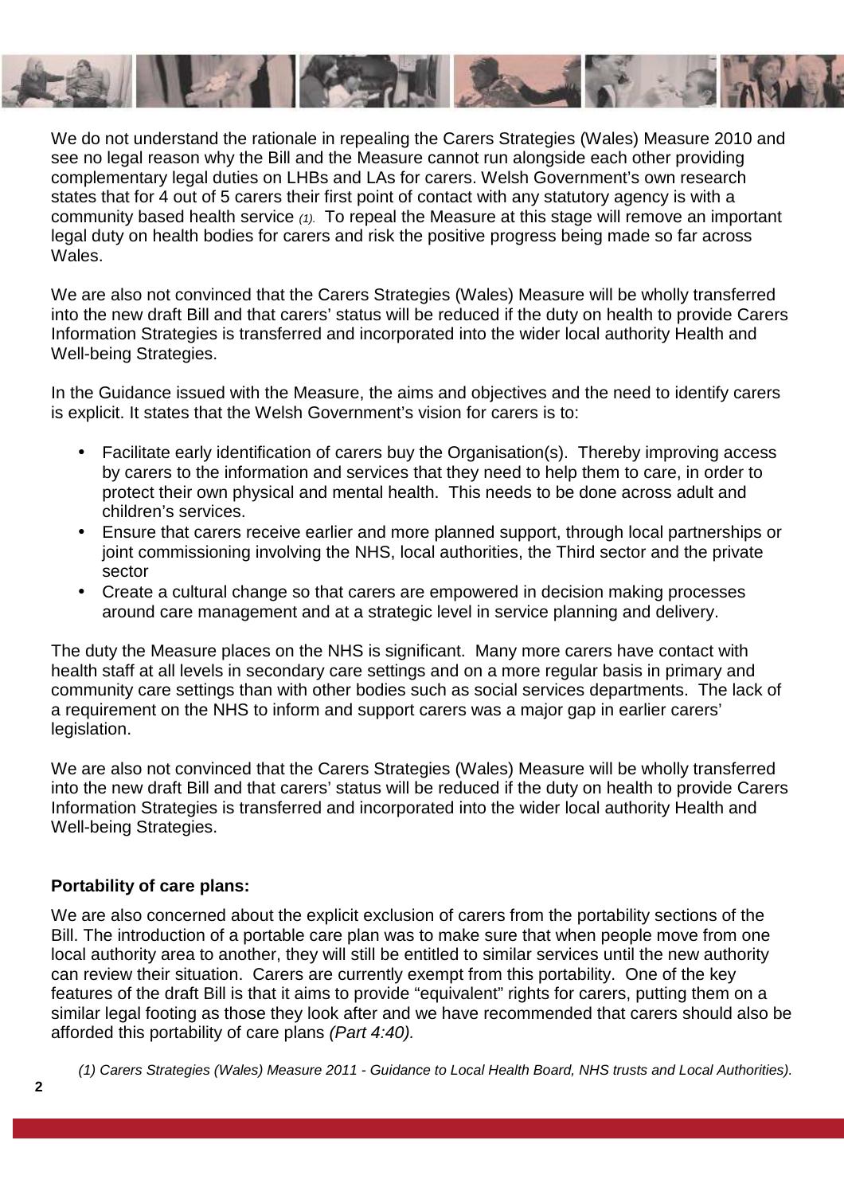We do not understand the rationale in repealing the Carers Strategies (Wales) Measure 2010 and see no legal reason why the Bill and the Measure cannot run alongside each other providing complementary legal duties on LHBs and LAs for carers. Welsh Government's own research states that for 4 out of 5 carers their first point of contact with any statutory agency is with a community based health service *(1).* To repeal the Measure at this stage will remove an important legal duty on health bodies for carers and risk the positive progress being made so far across Wales.

We are also not convinced that the Carers Strategies (Wales) Measure will be wholly transferred into the new draft Bill and that carers' status will be reduced if the duty on health to provide Carers Information Strategies is transferred and incorporated into the wider local authority Health and Well-being Strategies.

In the Guidance issued with the Measure, the aims and objectives and the need to identify carers is explicit. It states that the Welsh Government's vision for carers is to:

- Facilitate early identification of carers buy the Organisation(s). Thereby improving access by carers to the information and services that they need to help them to care, in order to protect their own physical and mental health. This needs to be done across adult and children's services.
- Ensure that carers receive earlier and more planned support, through local partnerships or joint commissioning involving the NHS, local authorities, the Third sector and the private sector
- Create a cultural change so that carers are empowered in decision making processes around care management and at a strategic level in service planning and delivery.

The duty the Measure places on the NHS is significant. Many more carers have contact with health staff at all levels in secondary care settings and on a more regular basis in primary and community care settings than with other bodies such as social services departments. The lack of a requirement on the NHS to inform and support carers was a major gap in earlier carers' legislation.

We are also not convinced that the Carers Strategies (Wales) Measure will be wholly transferred into the new draft Bill and that carers' status will be reduced if the duty on health to provide Carers Information Strategies is transferred and incorporated into the wider local authority Health and Well-being Strategies.

**Portability of care plans:**

We are also concerned about the explicit exclusion of carers from the portability sections of the Bill. The introduction of a portable care plan was to make sure that when people move from one local authority area to another, they will still be entitled to similar services until the new authority can review their situation. Carers are currently exempt from this portability. One of the key features of the draft Bill is that it aims to provide "equivalent" rights for carers, putting them on a similar legal footing as those they look after and we have recommended that carers should also be afforded this portability of care plans *(Part 4:40).*

*(1) Carers Strategies (Wales) Measure 2011 - Guidance to Local Health Board, NHS trusts and Local Authorities).*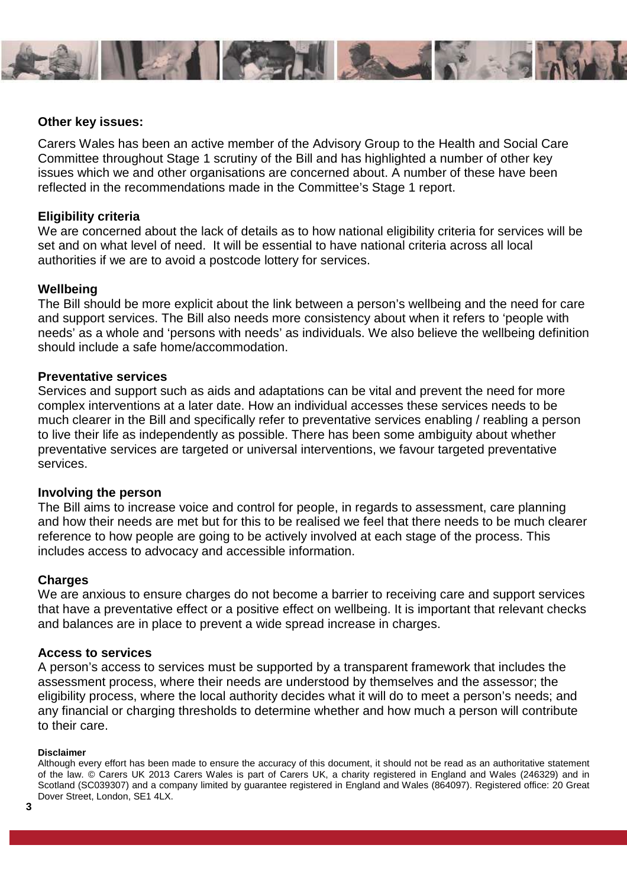**Other key issues:**

Carers Wales has been an active member of the Advisory Group to the Health and Social Care Committee throughout Stage 1 scrutiny of the Bill and has highlighted a number of other key issues which we and other organisations are concerned about. A number of these have been reflected in the recommendations made in the Committee's Stage 1 report.

**Eligibility criteria**

We are concerned about the lack of details as to how national eligibility criteria for services will be set and on what level of need. It will be essential to have national criteria across all local authorities if we are to avoid a postcode lottery for services.

**Wellbeing**

The Bill should be more explicit about the link between a person's wellbeing and the need for care and support services. The Bill also needs more consistency about when it refers to 'people with needs' as a whole and 'persons with needs' as individuals. We also believe the wellbeing definition should include a safe home/accommodation.

**Preventative services**

Services and support such as aids and adaptations can be vital and prevent the need for more complex interventions at a later date. How an individual accesses these services needs to be much clearer in the Bill and specifically refer to preventative services enabling / reabling a person to live their life as independently as possible. There has been some ambiguity about whether preventative services are targeted or universal interventions, we favour targeted preventative services.

**Involving the person**

The Bill aims to increase voice and control for people, in regards to assessment, care planning and how their needs are met but for this to be realised we feel that there needs to be much clearer reference to how people are going to be actively involved at each stage of the process. This includes access to advocacy and accessible information.

**Charges**

We are anxious to ensure charges do not become a barrier to receiving care and support services that have a preventative effect or a positive effect on wellbeing. It is important that relevant checks and balances are in place to prevent a wide spread increase in charges.

**Access to services**

A person's access to services must be supported by a transparent framework that includes the assessment process, where their needs are understood by themselves and the assessor; the eligibility process, where the local authority decides what it will do to meet a person's needs; and any financial or charging thresholds to determine whether and how much a person will contribute to their care.

**Disclaimer**

Although every effort has been made to ensure the accuracy of this document, it should not be read as an authoritative statement of the law. © Carers UK 2013 Carers Wales is part of Carers UK, a charity registered in England and Wales (246329) and in Scotland (SC039307) and a company limited by guarantee registered in England and Wales (864097). Registered office: 20 Great Dover Street, London, SE1 4LX.